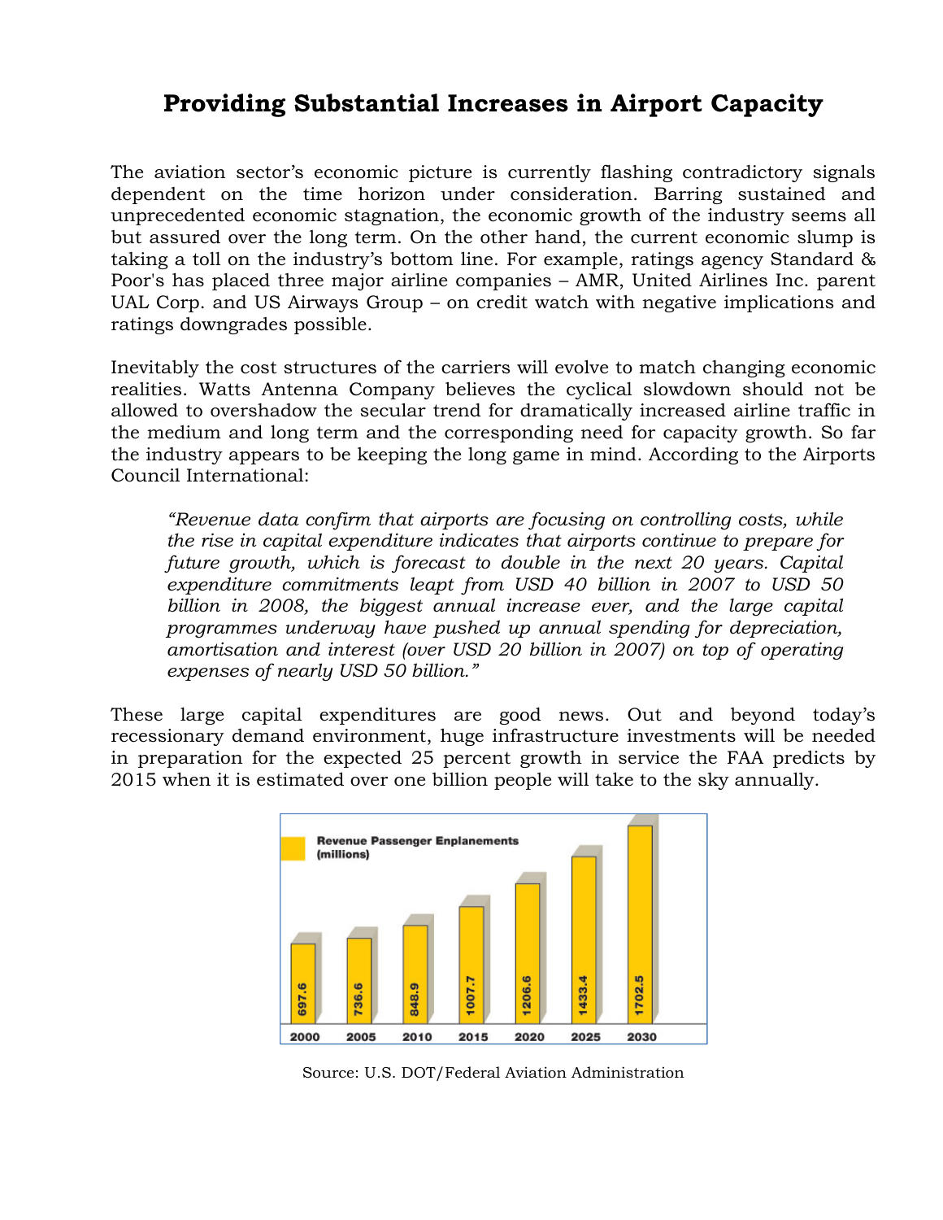# Providing Substantial Increases in Airport Capacity

The aviation sector's economic picture is currently flashing contradictory signals dependent on the time horizon under consideration. Barring sustained and unprecedented economic stagnation, the economic growth of the industry seems all but assured over the long term. On the other hand, the current economic slump is taking a toll on the industry's bottom line. For example, ratings agency Standard & Poor's has placed three major airline companies – AMR, United Airlines Inc. parent UAL Corp. and US Airways Group – on credit watch with negative implications and ratings downgrades possible.

Inevitably the cost structures of the carriers will evolve to match changing economic realities. Watts Antenna Company believes the cyclical slowdown should not be allowed to overshadow the secular trend for dramatically increased airline traffic in the medium and long term and the corresponding need for capacity growth. So far the industry appears to be keeping the long game in mind. According to the Airports Council International:

> *"Revenue data confirm that airports are focusing on controlling costs, while the rise in capital expenditure indicates that airports continue to prepare for future growth, which is forecast to double in the next 20 years. Capital expenditure commitments leapt from USD 40 billion in 2007 to USD 50 billion in 2008, the biggest annual increase ever, and the large capital programmes underway have pushed up annual spending for depreciation, amortisation and interest (over USD 20 billion in 2007) on top of operating expenses of nearly USD 50 billion."*

These large capital expenditures are good news. Out and beyond today's recessionary demand environment, huge infrastructure investments will be needed in preparation for the expected 25 percent growth in service the FAA predicts by 2015 when it is estimated over one billion people will take to the sky annually.

**Revenue Passenger Enplanements (millions)**

| Year | Enplanements (millions) |
|---|---|
| 2000 | 697.6 |
| 2005 | 736.6 |
| 2010 | 848.9 |
| 2015 | 1007.7 |
| 2020 | 1206.6 |
| 2025 | 1433.4 |
| 2030 | 1702.5 |

Source: U.S. DOT/Federal Aviation Administration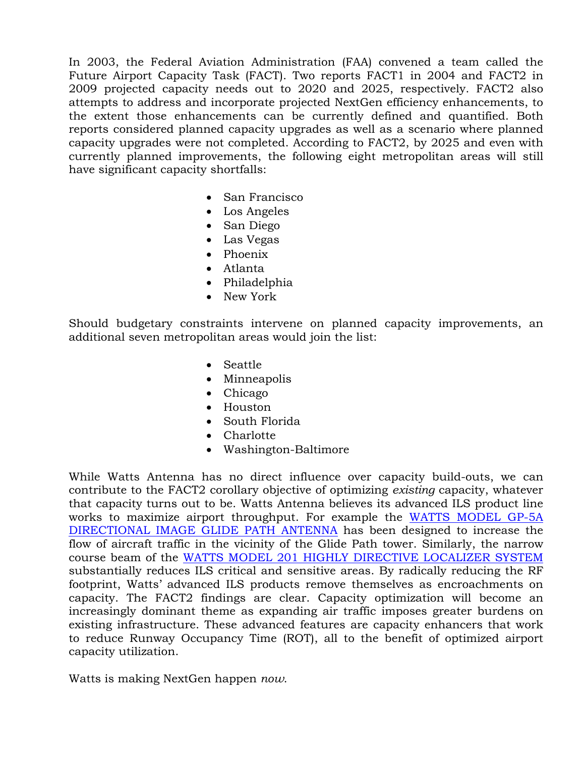In 2003, the Federal Aviation Administration (FAA) convened a team called the Future Airport Capacity Task (FACT). Two reports FACT1 in 2004 and FACT2 in 2009 projected capacity needs out to 2020 and 2025, respectively. FACT2 also attempts to address and incorporate projected NextGen efficiency enhancements, to the extent those enhancements can be currently defined and quantified. Both reports considered planned capacity upgrades as well as a scenario where planned capacity upgrades were not completed. According to FACT2, by 2025 and even with currently planned improvements, the following eight metropolitan areas will still have significant capacity shortfalls:

- San Francisco
- Los Angeles
- San Diego
- Las Vegas
- Phoenix
- Atlanta
- Philadelphia
- New York

Should budgetary constraints intervene on planned capacity improvements, an additional seven metropolitan areas would join the list:

- Seattle
- Minneapolis
- Chicago
- Houston
- South Florida
- Charlotte
- Washington-Baltimore

While Watts Antenna has no direct influence over capacity build-outs, we can contribute to the FACT2 corollary objective of optimizing *existing* capacity, whatever that capacity turns out to be. Watts Antenna believes its advanced ILS product line works to maximize airport throughput. For example the WATTS MODEL GP-5A DIRECTIONAL IMAGE GLIDE PATH ANTENNA has been designed to increase the flow of aircraft traffic in the vicinity of the Glide Path tower. Similarly, the narrow course beam of the WATTS MODEL 201 HIGHLY DIRECTIVE LOCALIZER SYSTEM substantially reduces ILS critical and sensitive areas. By radically reducing the RF footprint, Watts' advanced ILS products remove themselves as encroachments on capacity. The FACT2 findings are clear. Capacity optimization will become an increasingly dominant theme as expanding air traffic imposes greater burdens on existing infrastructure. These advanced features are capacity enhancers that work to reduce Runway Occupancy Time (ROT), all to the benefit of optimized airport capacity utilization.

Watts is making NextGen happen *now*.